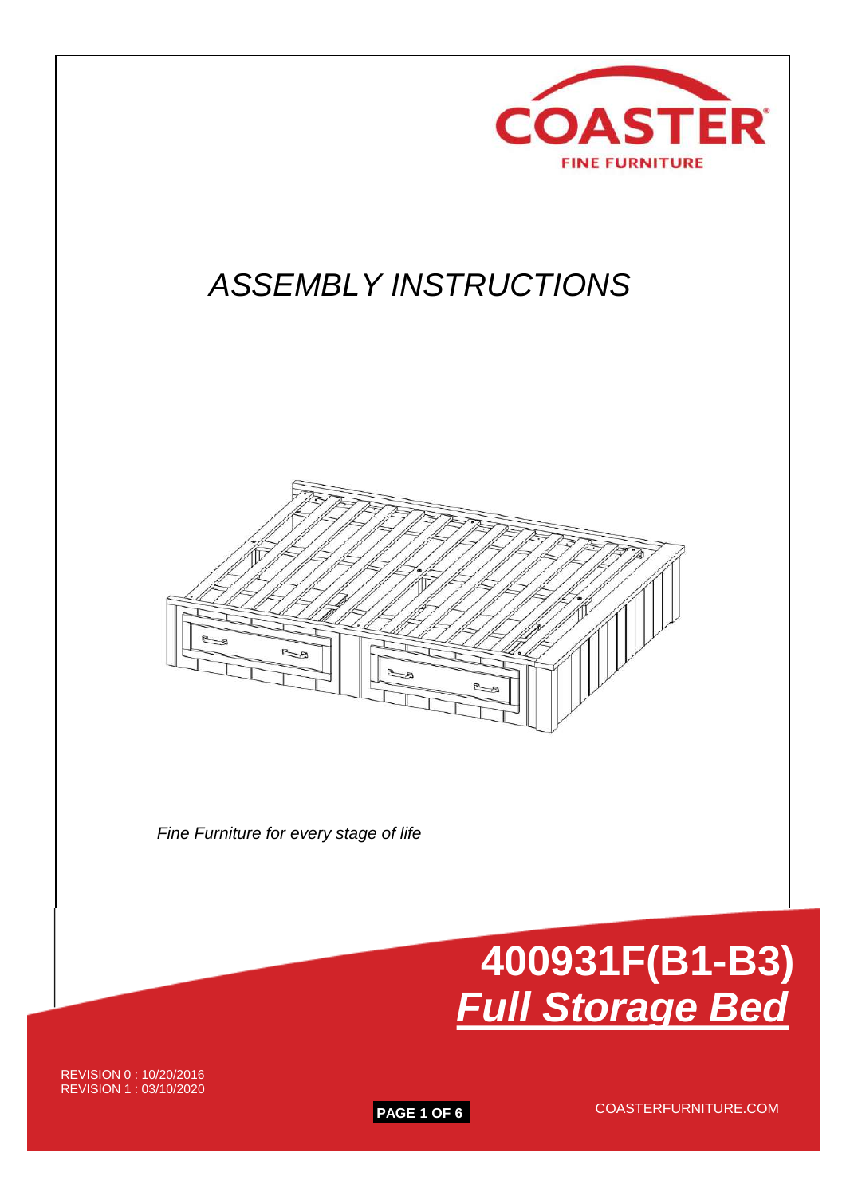COASTER

FINE FURNITURE

# ASSEMBLY INSTRUCTIONS

*Fine Furniture for every stage of life*

# 400931F(B1-B3)

## ***Full Storage Bed***

REVISION 0 : 10/20/2016
REVISION 1 : 03/10/2020

COASTERFURNITURE.COM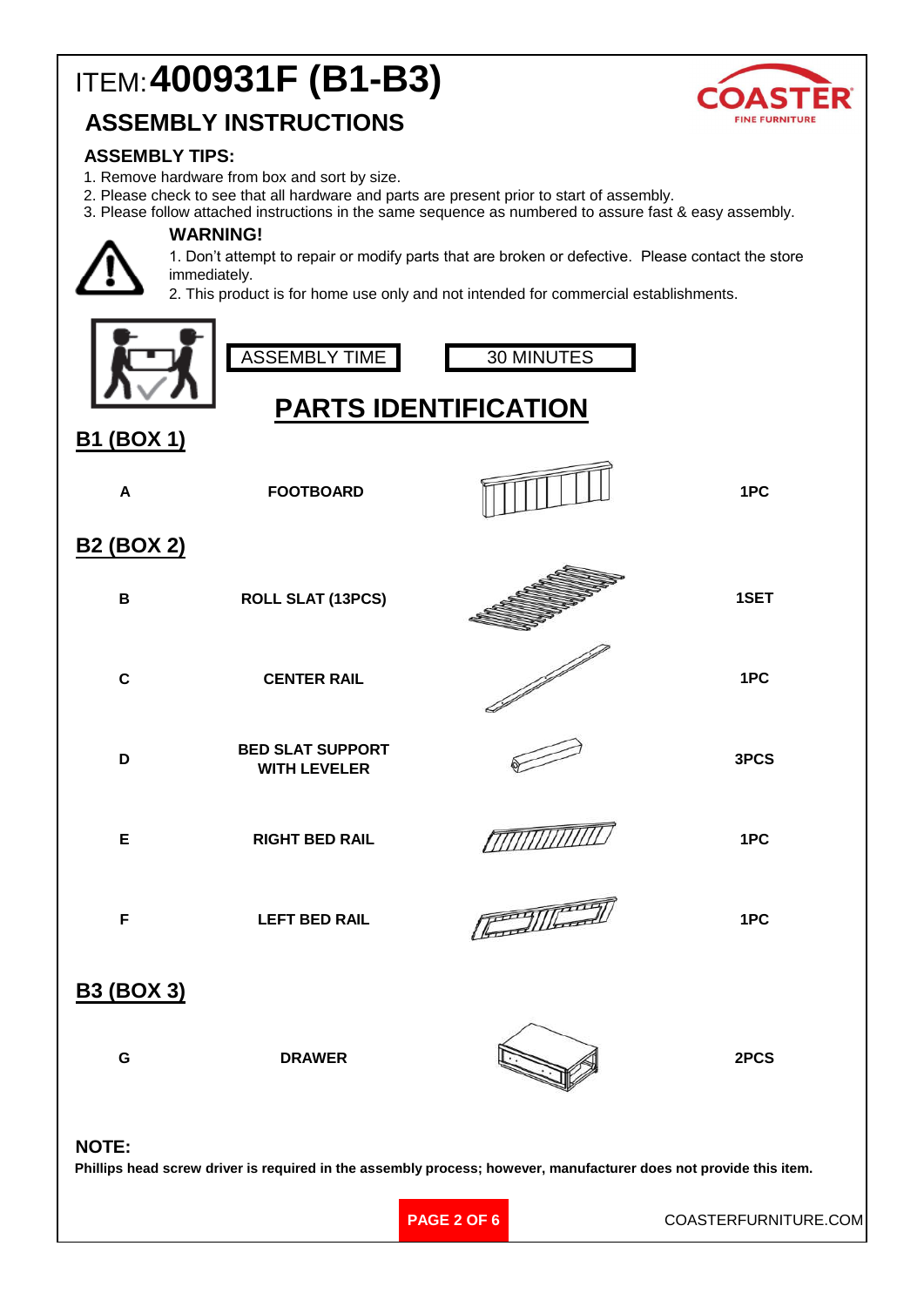# ITEM: 400931F (B1-B3)

## ASSEMBLY INSTRUCTIONS

### ASSEMBLY TIPS:

1. Remove hardware from box and sort by size.
2. Please check to see that all hardware and parts are present prior to start of assembly.
3. Please follow attached instructions in the same sequence as numbered to assure fast & easy assembly.

**WARNING!**

1. Don't attempt to repair or modify parts that are broken or defective. Please contact the store immediately.
2. This product is for home use only and not intended for commercial establishments.

| ASSEMBLY TIME | 30 MINUTES |
|---|---|

## PARTS IDENTIFICATION

### B1 (BOX 1)

| | | |
|---|---|---|
| A | FOOTBOARD | 1PC |

### B2 (BOX 2)

| | | |
|---|---|---|
| B | ROLL SLAT (13PCS) | 1SET |
| C | CENTER RAIL | 1PC |
| D | BED SLAT SUPPORT WITH LEVELER | 3PCS |
| E | RIGHT BED RAIL | 1PC |
| F | LEFT BED RAIL | 1PC |

### B3 (BOX 3)

| | | |
|---|---|---|
| G | DRAWER | 2PCS |

**NOTE:**

**Phillips head screw driver is required in the assembly process; however, manufacturer does not provide this item.**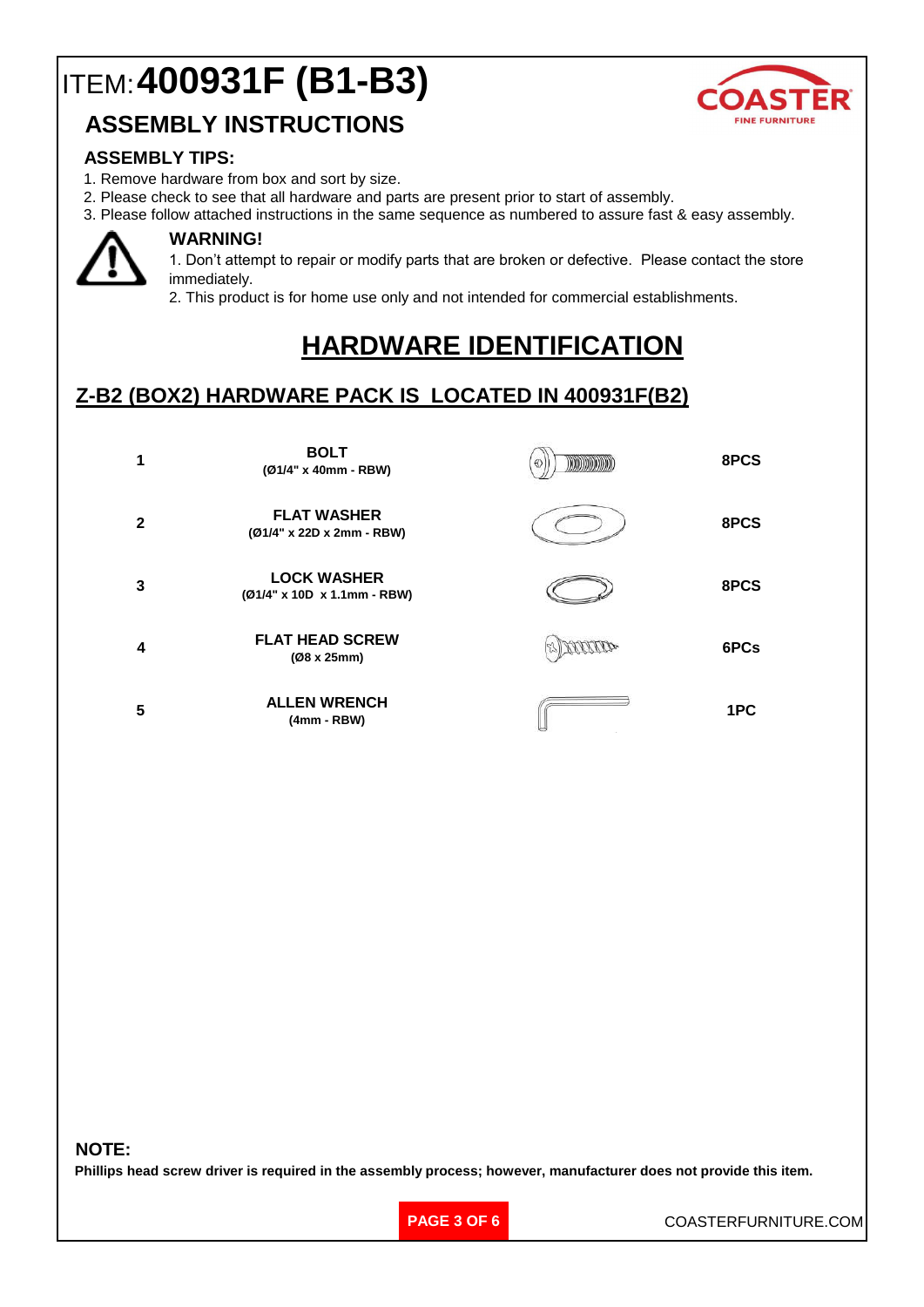# ITEM: **400931F (B1-B3)**

## ASSEMBLY INSTRUCTIONS

COASTER
FINE FURNITURE

### ASSEMBLY TIPS:

1. Remove hardware from box and sort by size.
2. Please check to see that all hardware and parts are present prior to start of assembly.
3. Please follow attached instructions in the same sequence as numbered to assure fast & easy assembly.

### WARNING!

1. Don't attempt to repair or modify parts that are broken or defective. Please contact the store immediately.
2. This product is for home use only and not intended for commercial establishments.

## HARDWARE IDENTIFICATION

### Z-B2 (BOX2) HARDWARE PACK IS LOCATED IN 400931F(B2)

| No. | Part | Qty |
|---|---|---|
| 1 | **BOLT** (Ø1/4" x 40mm - RBW) | 8PCS |
| 2 | **FLAT WASHER** (Ø1/4" x 22D x 2mm - RBW) | 8PCS |
| 3 | **LOCK WASHER** (Ø1/4" x 10D x 1.1mm - RBW) | 8PCS |
| 4 | **FLAT HEAD SCREW** (Ø8 x 25mm) | 6PCs |
| 5 | **ALLEN WRENCH** (4mm - RBW) | 1PC |

**NOTE:**

**Phillips head screw driver is required in the assembly process; however, manufacturer does not provide this item.**

COASTERFURNITURE.COM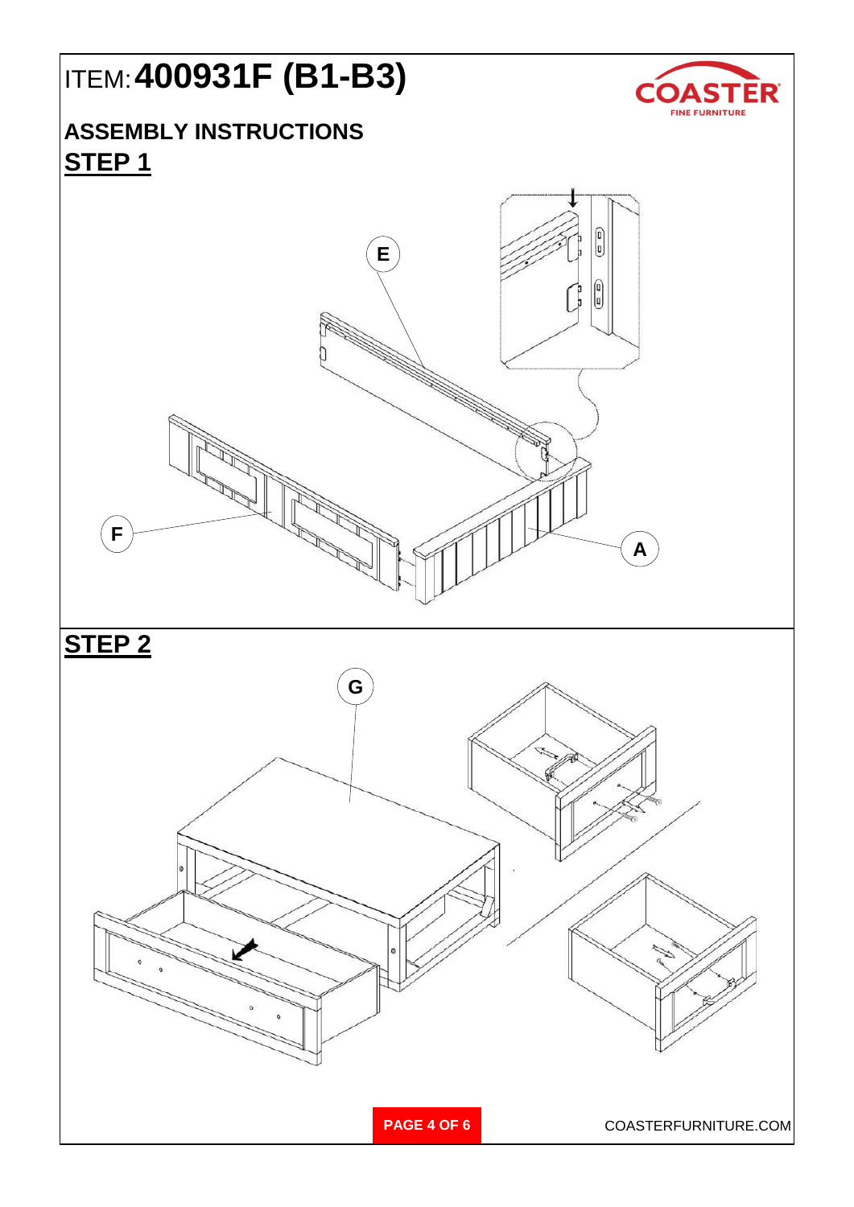# ITEM: **400931F (B1-B3)**

COASTER FINE FURNITURE

## ASSEMBLY INSTRUCTIONS

## STEP 1

E

F

A

## STEP 2

G

COASTERFURNITURE.COM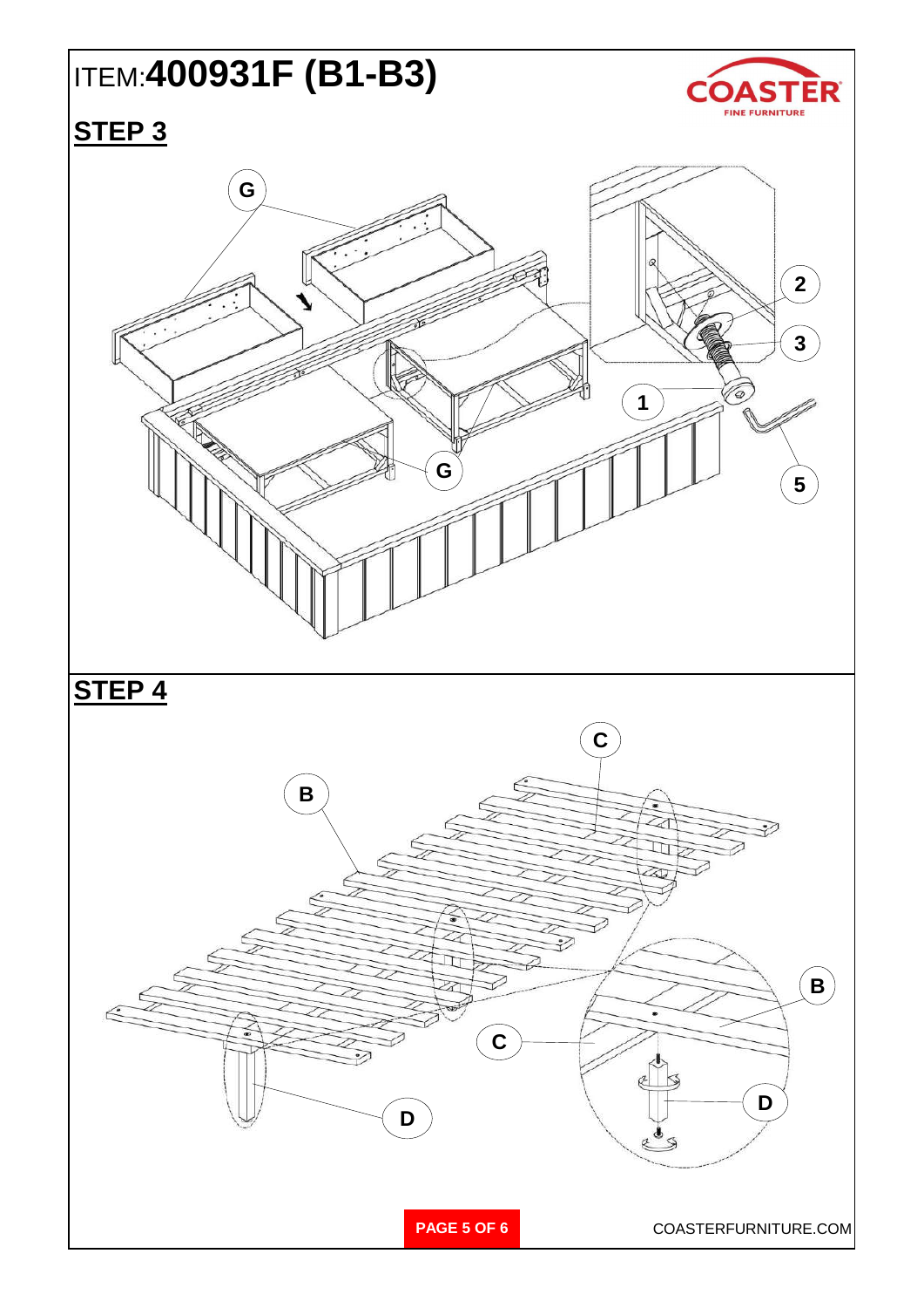# ITEM:400931F (B1-B3)

## STEP 3

G

2

3

1

5

G

## STEP 4

C

B

B

C

D

D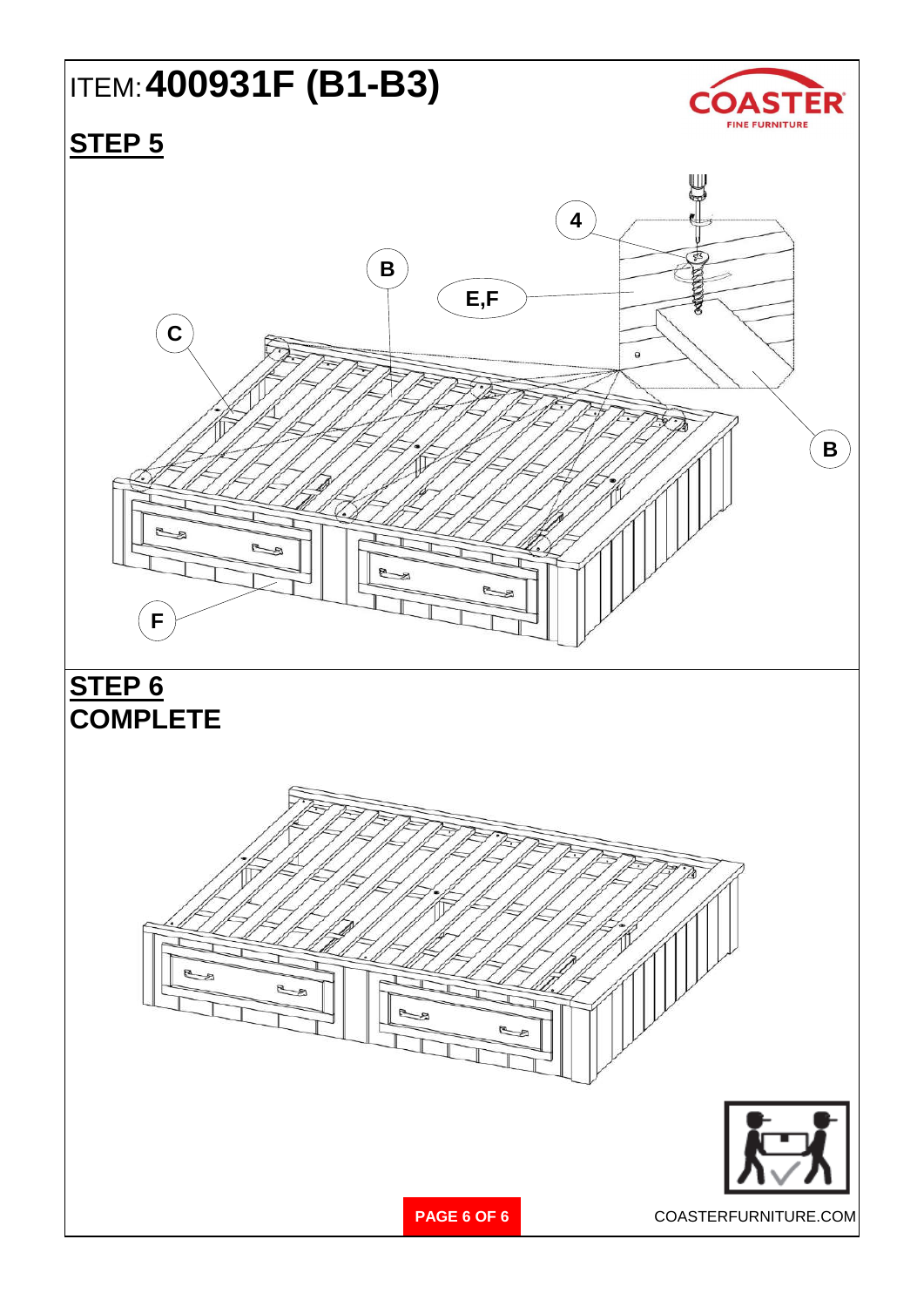ITEM: **400931F (B1-B3)**

COASTER FINE FURNITURE

## STEP 5

4

B

E,F

C

B

F

## STEP 6
## COMPLETE

COASTERFURNITURE.COM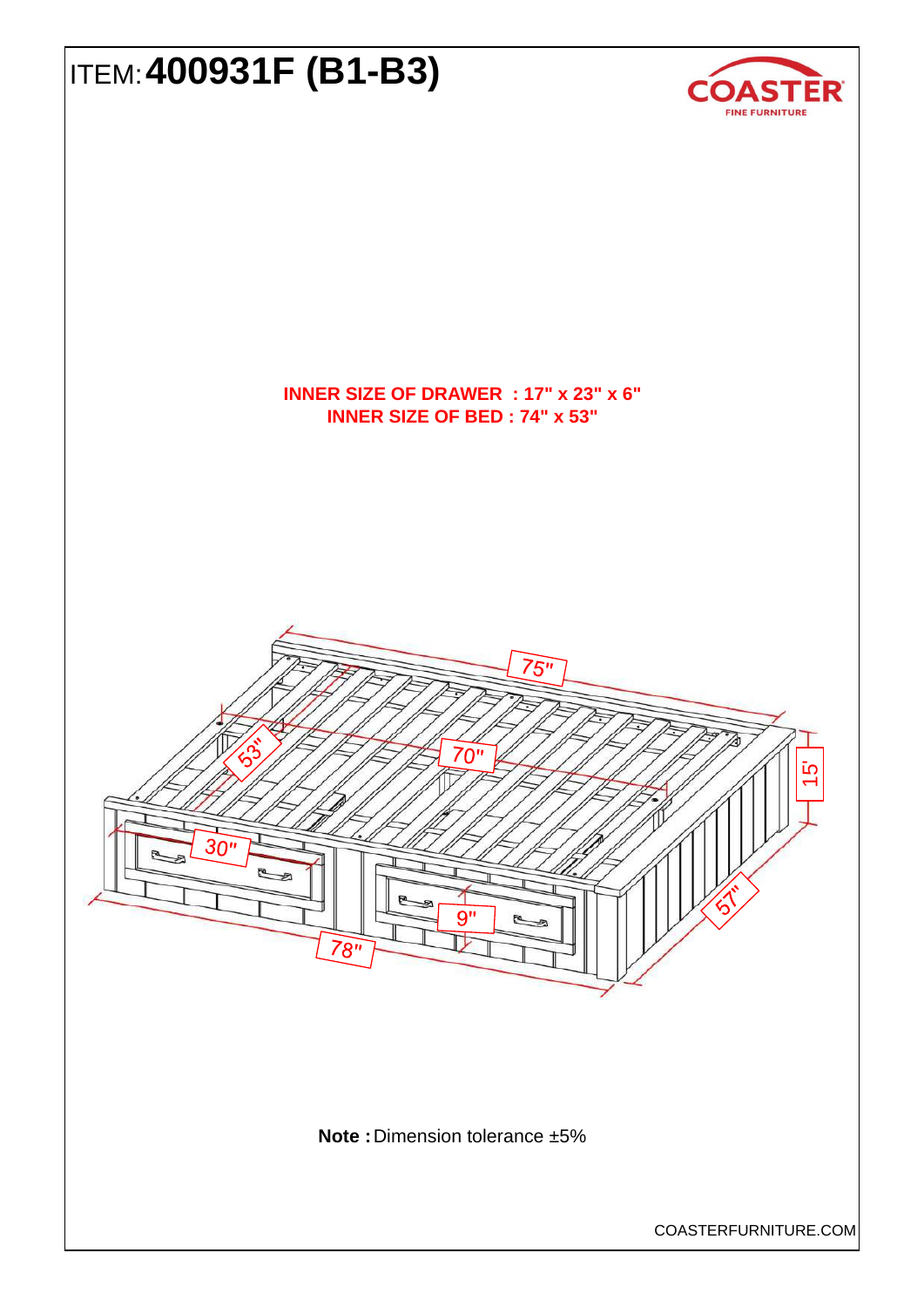ITEM: **400931F (B1-B3)**

COASTER
FINE FURNITURE

**INNER SIZE OF DRAWER : 17" x 23" x 6"**
**INNER SIZE OF BED : 74" x 53"**

75"
53"
70"
15'
30"
9"
57"
78"

**Note :** Dimension tolerance ±5%

COASTERFURNITURE.COM